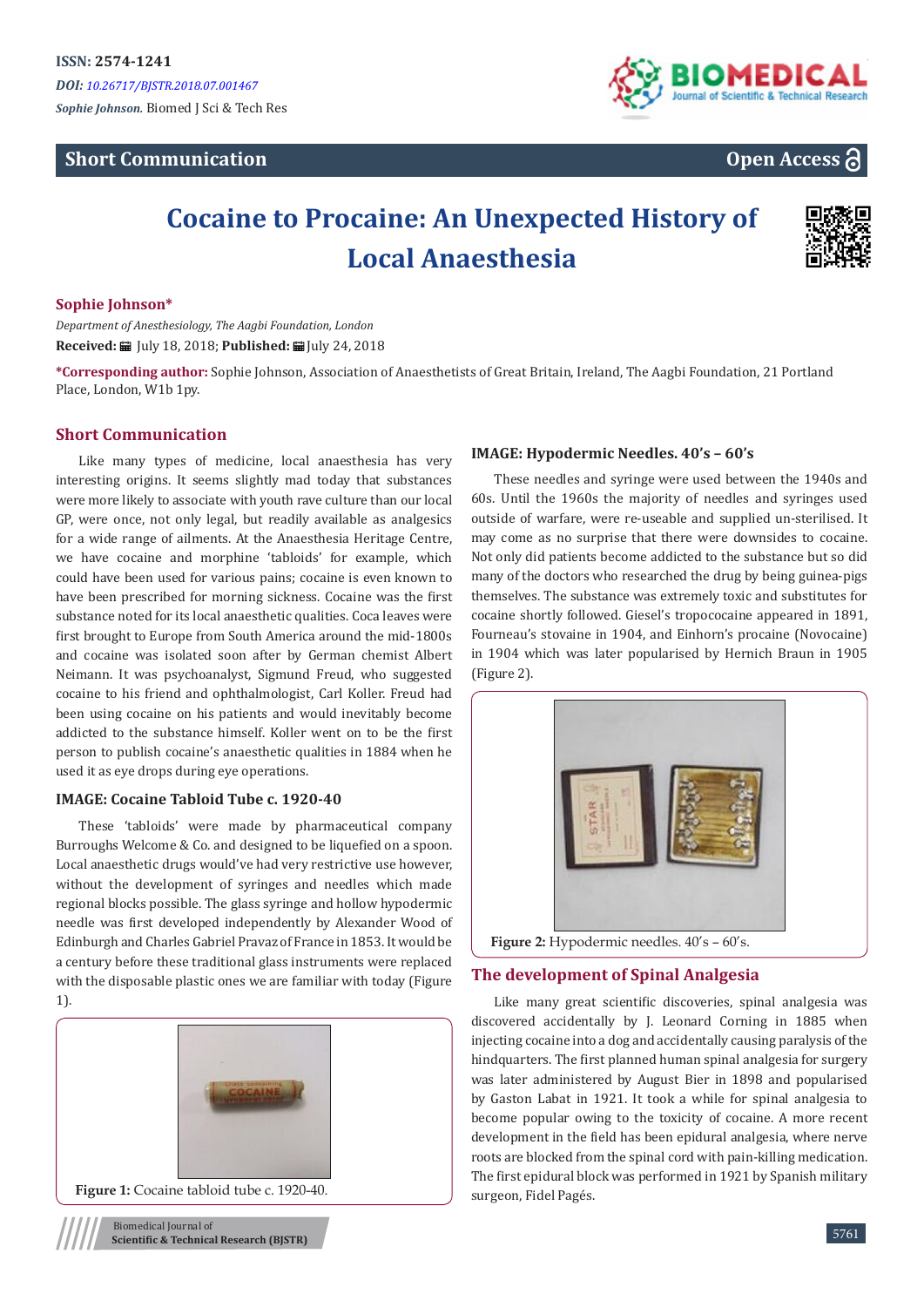ISSN: 2574-1241

*DOI: 10.26717/BJSTR.2018.07.001467*

*Sophie Johnson.* Biomed J Sci & Tech Res

**Short Communication** **Open Access**

# Cocaine to Procaine: An Unexpected History of Local Anaesthesia

**Sophie Johnson***

*Department of Anesthesiology, The Aagbi Foundation, London*

**Received:** July 18, 2018; **Published:** July 24, 2018

***Corresponding author:** Sophie Johnson, Association of Anaesthetists of Great Britain, Ireland, The Aagbi Foundation, 21 Portland Place, London, W1b 1py.

## Short Communication

Like many types of medicine, local anaesthesia has very interesting origins. It seems slightly mad today that substances were more likely to associate with youth rave culture than our local GP, were once, not only legal, but readily available as analgesics for a wide range of ailments. At the Anaesthesia Heritage Centre, we have cocaine and morphine 'tabloids' for example, which could have been used for various pains; cocaine is even known to have been prescribed for morning sickness. Cocaine was the first substance noted for its local anaesthetic qualities. Coca leaves were first brought to Europe from South America around the mid-1800s and cocaine was isolated soon after by German chemist Albert Neimann. It was psychoanalyst, Sigmund Freud, who suggested cocaine to his friend and ophthalmologist, Carl Koller. Freud had been using cocaine on his patients and would inevitably become addicted to the substance himself. Koller went on to be the first person to publish cocaine's anaesthetic qualities in 1884 when he used it as eye drops during eye operations.

### IMAGE: Cocaine Tabloid Tube c. 1920-40

These 'tabloids' were made by pharmaceutical company Burroughs Welcome & Co. and designed to be liquefied on a spoon. Local anaesthetic drugs would've had very restrictive use however, without the development of syringes and needles which made regional blocks possible. The glass syringe and hollow hypodermic needle was first developed independently by Alexander Wood of Edinburgh and Charles Gabriel Pravaz of France in 1853. It would be a century before these traditional glass instruments were replaced with the disposable plastic ones we are familiar with today (Figure 1).

**Figure 1:** Cocaine tabloid tube c. 1920-40.

### IMAGE: Hypodermic Needles. 40's – 60's

These needles and syringe were used between the 1940s and 60s. Until the 1960s the majority of needles and syringes used outside of warfare, were re-useable and supplied un-sterilised. It may come as no surprise that there were downsides to cocaine. Not only did patients become addicted to the substance but so did many of the doctors who researched the drug by being guinea-pigs themselves. The substance was extremely toxic and substitutes for cocaine shortly followed. Giesel's tropocociane appeared in 1891, Fourneau's stovaine in 1904, and Einhorn's procaine (Novocaine) in 1904 which was later popularised by Hernich Braun in 1905 (Figure 2).

**Figure 2:** Hypodermic needles. 40's – 60's.

## The development of Spinal Analgesia

Like many great scientific discoveries, spinal analgesia was discovered accidentally by J. Leonard Corning in 1885 when injecting cocaine into a dog and accidentally causing paralysis of the hindquarters. The first planned human spinal analgesia for surgery was later administered by August Bier in 1898 and popularised by Gaston Labat in 1921. It took a while for spinal analgesia to become popular owing to the toxicity of cocaine. A more recent development in the field has been epidural analgesia, where nerve roots are blocked from the spinal cord with pain-killing medication. The first epidural block was performed in 1921 by Spanish military surgeon, Fidel Pagés.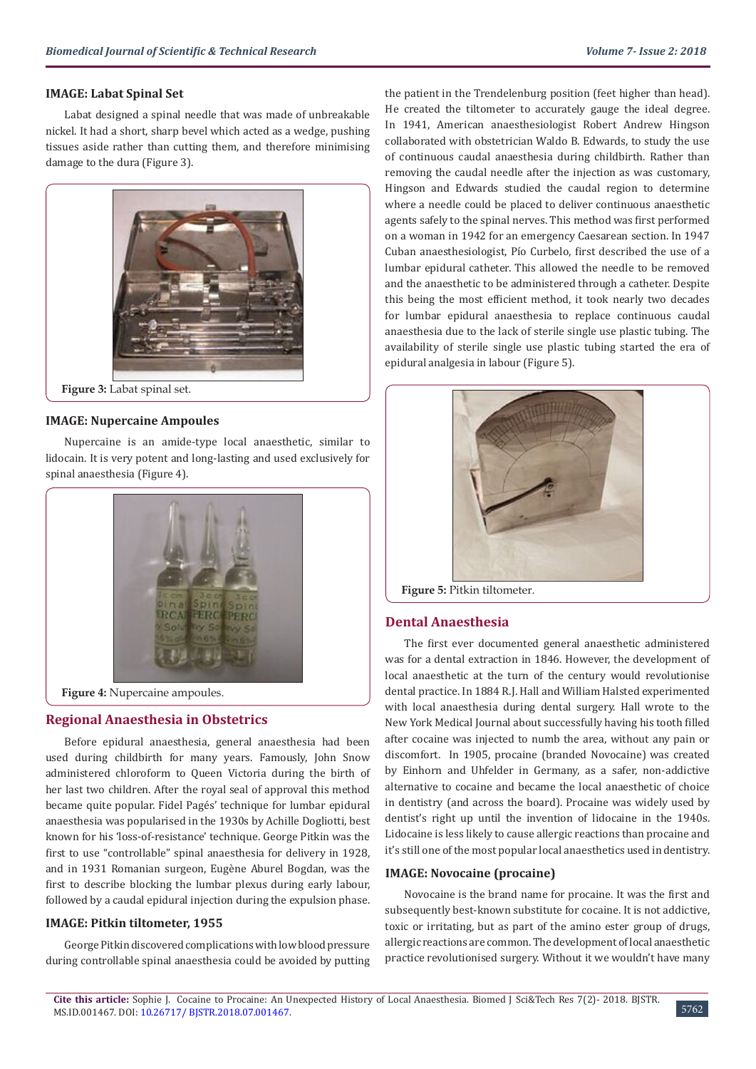**IMAGE: Labat Spinal Set**

Labat designed a spinal needle that was made of unbreakable nickel. It had a short, sharp bevel which acted as a wedge, pushing tissues aside rather than cutting them, and therefore minimising damage to the dura (Figure 3).

**Figure 3:** Labat spinal set.

**IMAGE: Nupercaine Ampoules**

Nupercaine is an amide-type local anaesthetic, similar to lidocain. It is very potent and long-lasting and used exclusively for spinal anaesthesia (Figure 4).

**Figure 4:** Nupercaine ampoules.

## Regional Anaesthesia in Obstetrics

Before epidural anaesthesia, general anaesthesia had been used during childbirth for many years. Famously, John Snow administered chloroform to Queen Victoria during the birth of her last two children. After the royal seal of approval this method became quite popular. Fidel Pagés' technique for lumbar epidural anaesthesia was popularised in the 1930s by Achille Dogliotti, best known for his 'loss-of-resistance' technique. George Pitkin was the first to use "controllable" spinal anaesthesia for delivery in 1928, and in 1931 Romanian surgeon, Eugène Aburel Bogdan, was the first to describe blocking the lumbar plexus during early labour, followed by a caudal epidural injection during the expulsion phase.

**IMAGE: Pitkin tiltometer, 1955**

George Pitkin discovered complications with low blood pressure during controllable spinal anaesthesia could be avoided by putting the patient in the Trendelenburg position (feet higher than head). He created the tiltometer to accurately gauge the ideal degree. In 1941, American anaesthesiologist Robert Andrew Hingson collaborated with obstetrician Waldo B. Edwards, to study the use of continuous caudal anaesthesia during childbirth. Rather than removing the caudal needle after the injection as was customary, Hingson and Edwards studied the caudal region to determine where a needle could be placed to deliver continuous anaesthetic agents safely to the spinal nerves. This method was first performed on a woman in 1942 for an emergency Caesarean section. In 1947 Cuban anaesthesiologist, Pío Curbelo, first described the use of a lumbar epidural catheter. This allowed the needle to be removed and the anaesthetic to be administered through a catheter. Despite this being the most efficient method, it took nearly two decades for lumbar epidural anaesthesia to replace continuous caudal anaesthesia due to the lack of sterile single use plastic tubing. The availability of sterile single use plastic tubing started the era of epidural analgesia in labour (Figure 5).

**Figure 5:** Pitkin tiltometer.

## Dental Anaesthesia

The first ever documented general anaesthetic administered was for a dental extraction in 1846. However, the development of local anaesthetic at the turn of the century would revolutionise dental practice. In 1884 R.J. Hall and William Halsted experimented with local anaesthesia during dental surgery. Hall wrote to the New York Medical Journal about successfully having his tooth filled after cocaine was injected to numb the area, without any pain or discomfort. In 1905, procaine (branded Novocaine) was created by Einhorn and Uhfelder in Germany, as a safer, non-addictive alternative to cocaine and became the local anaesthetic of choice in dentistry (and across the board). Procaine was widely used by dentist's right up until the invention of lidocaine in the 1940s. Lidocaine is less likely to cause allergic reactions than procaine and it's still one of the most popular local anaesthetics used in dentistry.

**IMAGE: Novocaine (procaine)**

Novocaine is the brand name for procaine. It was the first and subsequently best-known substitute for cocaine. It is not addictive, toxic or irritating, but as part of the amino ester group of drugs, allergic reactions are common. The development of local anaesthetic practice revolutionised surgery. Without it we wouldn't have many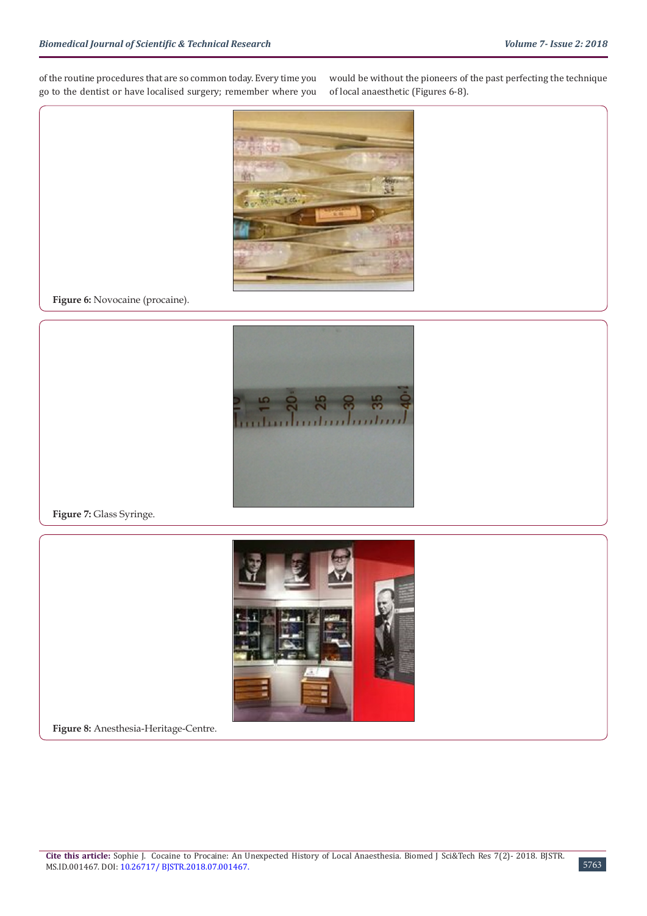of the routine procedures that are so common today. Every time you go to the dentist or have localised surgery; remember where you would be without the pioneers of the past perfecting the technique of local anaesthetic (Figures 6-8).

**Figure 6:** Novocaine (procaine).

**Figure 7:** Glass Syringe.

**Figure 8:** Anesthesia-Heritage-Centre.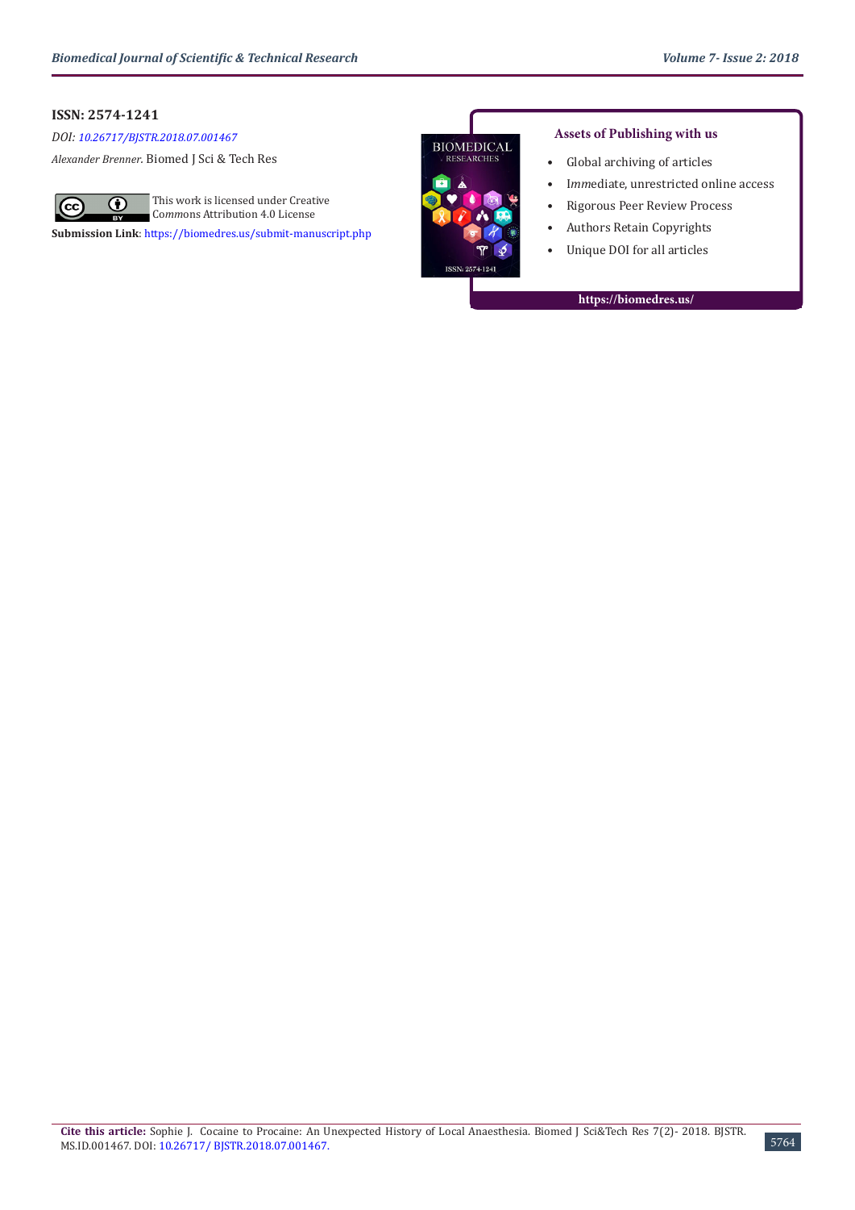**ISSN: 2574-1241**

*DOI: 10.26717/BJSTR.2018.07.001467*

*Alexander Brenner.* Biomed J Sci & Tech Res

This work is licensed under Creative Commons Attribution 4.0 License

**Submission Link**: https://biomedres.us/submit-manuscript.php

**Assets of Publishing with us**

- Global archiving of articles
- Immediate, unrestricted online access
- Rigorous Peer Review Process
- Authors Retain Copyrights
- Unique DOI for all articles

**https://biomedres.us/**

**Cite this article:** Sophie J. Cocaine to Procaine: An Unexpected History of Local Anaesthesia. Biomed J Sci&Tech Res 7(2)- 2018. BJSTR. MS.ID.001467. DOI: 10.26717/ BJSTR.2018.07.001467.